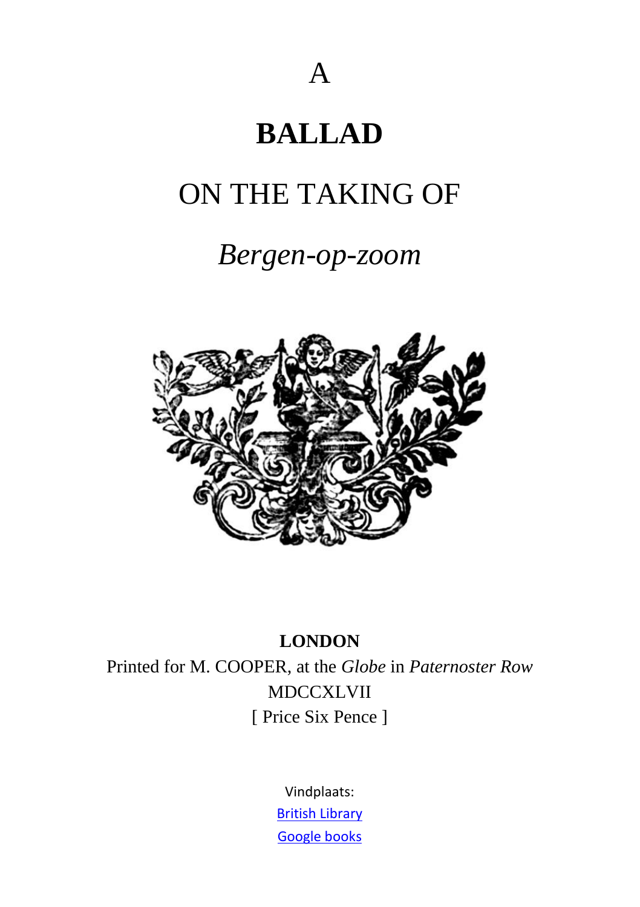# A

# BALLAD

# ON THE TAKING OF

# *Bergen-op-zoom*

**LONDON**

Printed for M. COOPER, at the *Globe* in *Paternoster Row*

MDCCXLVII

[ Price Six Pence ]

Vindplaats:

British Library

Google books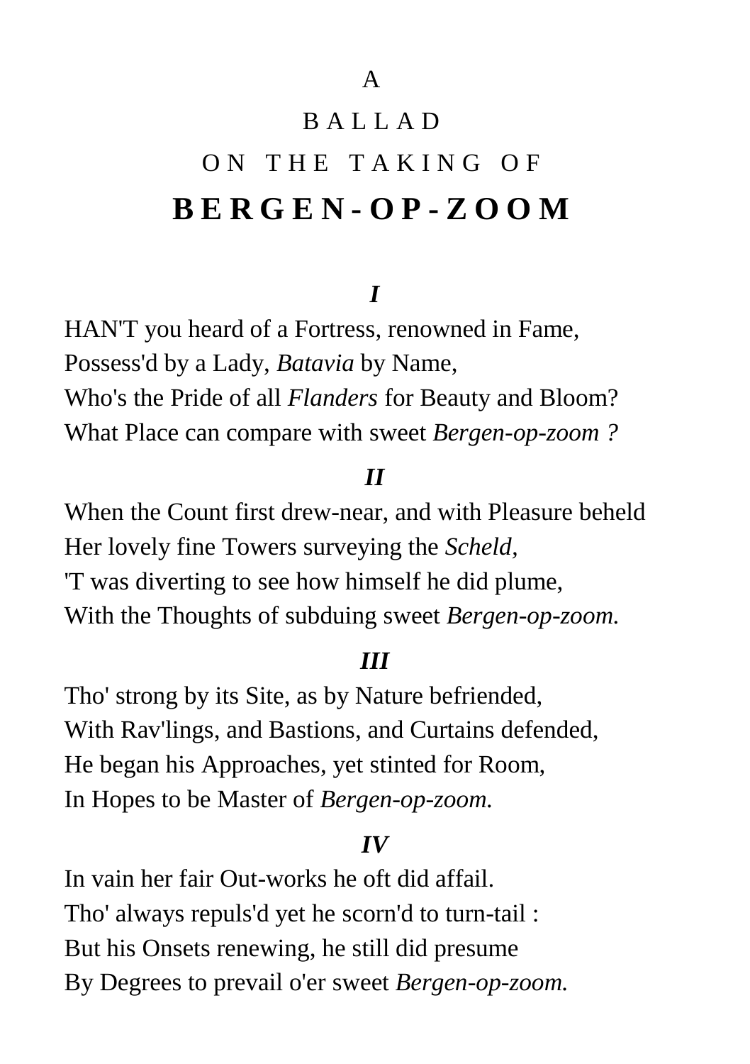A

# BALLAD

## ON THE TAKING OF

# **BERGEN-OP-ZOOM**

### *I*

HAN'T you heard of a Fortress, renowned in Fame,
Possess'd by a Lady, *Batavia* by Name,
Who's the Pride of all *Flanders* for Beauty and Bloom?
What Place can compare with sweet *Bergen-op-zoom ?*

### *II*

When the Count first drew-near, and with Pleasure beheld
Her lovely fine Towers surveying the *Scheld*,
'T was diverting to see how himself he did plume,
With the Thoughts of subduing sweet *Bergen-op-zoom.*

### *III*

Tho' strong by its Site, as by Nature befriended,
With Rav'lings, and Bastions, and Curtains defended,
He began his Approaches, yet stinted for Room,
In Hopes to be Master of *Bergen-op-zoom.*

### *IV*

In vain her fair Out-works he oft did affail.
Tho' always repuls'd yet he scorn'd to turn-tail :
But his Onsets renewing, he still did presume
By Degrees to prevail o'er sweet *Bergen-op-zoom.*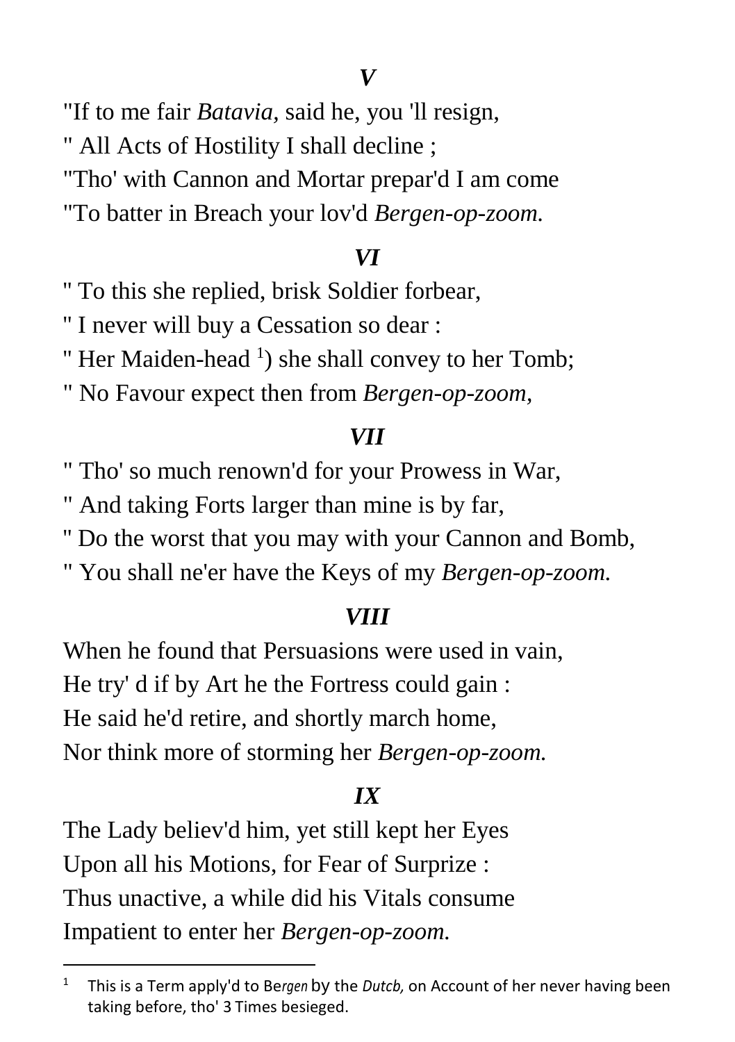### *V*

"If to me fair *Batavia,* said he, you 'll resign,
" All Acts of Hostility I shall decline ;
"Tho' with Cannon and Mortar prepar'd I am come
"To batter in Breach your lov'd *Bergen-op-zoom.*

### *VI*

" To this she replied, brisk Soldier forbear,
" I never will buy a Cessation so dear :
" Her Maiden-head [1]) she shall convey to her Tomb;
" No Favour expect then from *Bergen-op-zoom,*

### *VII*

" Tho' so much renown'd for your Prowess in War,
" And taking Forts larger than mine is by far,
" Do the worst that you may with your Cannon and Bomb,
" You shall ne'er have the Keys of my *Bergen-op-zoom.*

### *VIII*

When he found that Persuasions were used in vain,
He try' d if by Art he the Fortress could gain :
He said he'd retire, and shortly march home,
Nor think more of storming her *Bergen-op-zoom.*

### *IX*

The Lady believ'd him, yet still kept her Eyes
Upon all his Motions, for Fear of Surprize :
Thus unactive, a while did his Vitals consume
Impatient to enter her *Bergen-op-zoom.*

---

[1] This is a Term apply'd to Be*rgen* by the *Dutcb,* on Account of her never having been taking before, tho' 3 Times besieged.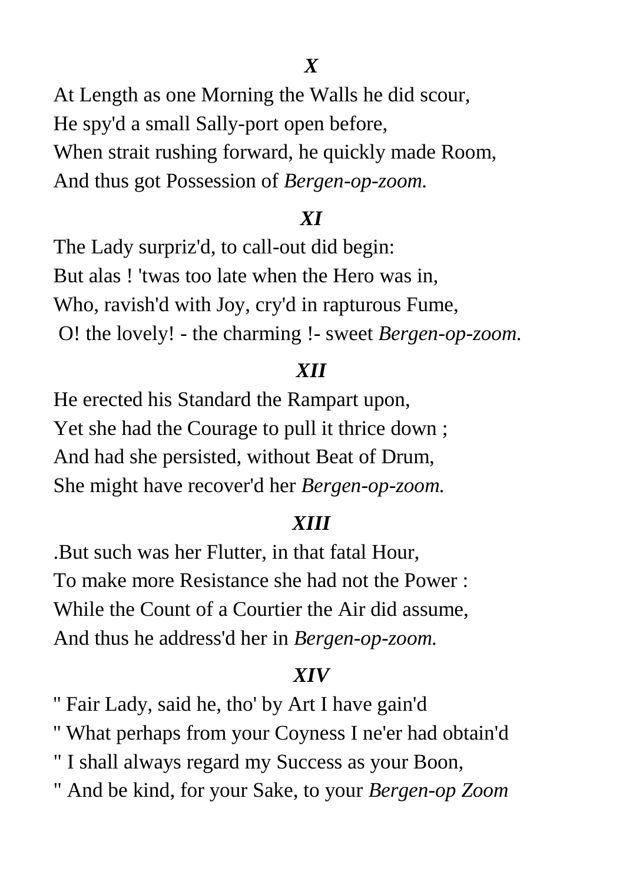*X*

At Length as one Morning the Walls he did scour,
He spy'd a small Sally-port open before,
When strait rushing forward, he quickly made Room,
And thus got Possession of *Bergen-op-zoom.*

*XI*

The Lady surpriz'd, to call-out did begin:
But alas ! 'twas too late when the Hero was in,
Who, ravish'd with Joy, cry'd in rapturous Fume,
O! the lovely! - the charming !- sweet *Bergen-op-zoom.*

*XII*

He erected his Standard the Rampart upon,
Yet she had the Courage to pull it thrice down ;
And had she persisted, without Beat of Drum,
She might have recover'd her *Bergen-op-zoom.*

*XIII*

.But such was her Flutter, in that fatal Hour,
To make more Resistance she had not the Power :
While the Count of a Courtier the Air did assume,
And thus he address'd her in *Bergen-op-zoom.*

*XIV*

" Fair Lady, said he, tho' by Art I have gain'd
" What perhaps from your Coyness I ne'er had obtain'd
" I shall always regard my Success as your Boon,
" And be kind, for your Sake, to your *Bergen-op Zoom*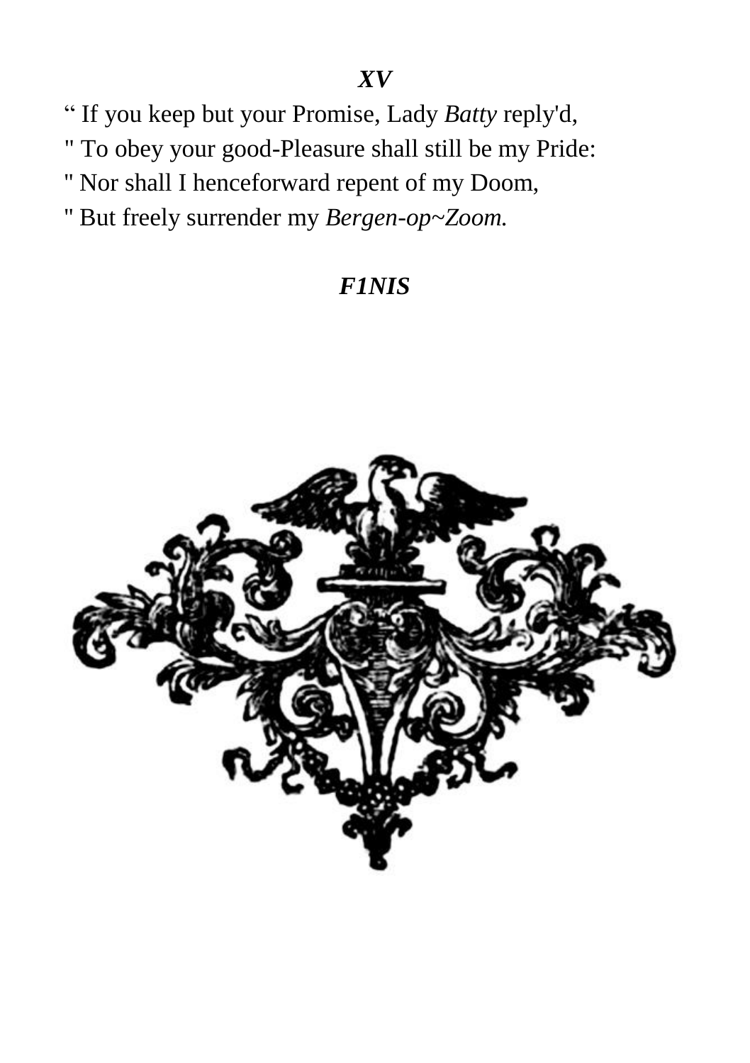### *XV*

“ If you keep but your Promise, Lady *Batty* reply'd,  
" To obey your good-Pleasure shall still be my Pride:  
" Nor shall I henceforward repent of my Doom,  
" But freely surrender my *Bergen-op~Zoom.*

### *F1NIS*